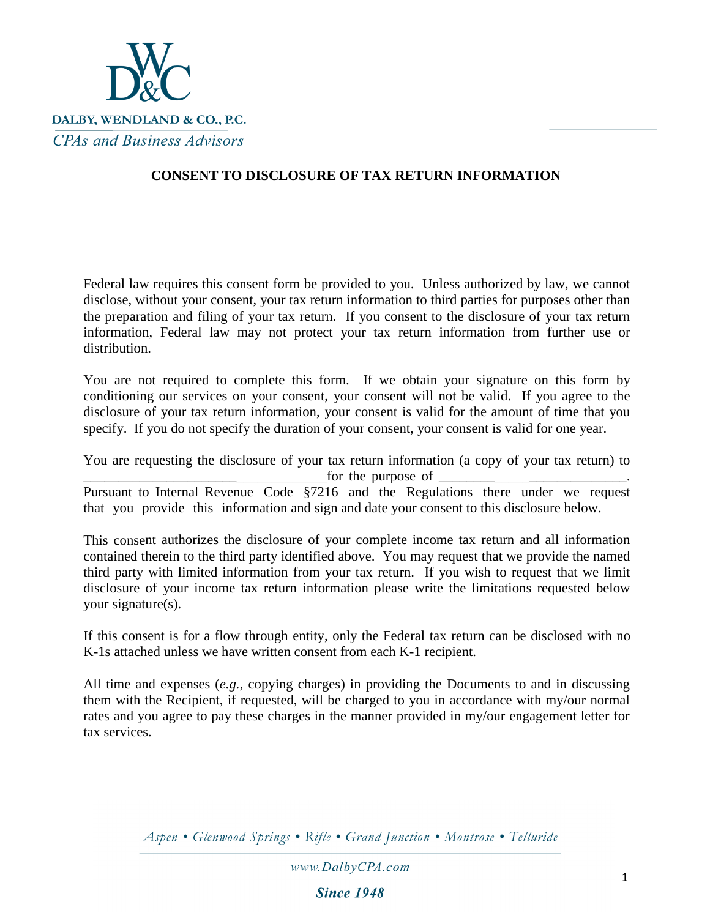DALBY, WENDLAND & CO., P.C.

*CPAs and Business Advisors*

# CONSENT TO DISCLOSURE OF TAX RETURN INFORMATION

Federal law requires this consent form be provided to you. Unless authorized by law, we cannot disclose, without your consent, your tax return information to third parties for purposes other than the preparation and filing of your tax return. If you consent to the disclosure of your tax return information, Federal law may not protect your tax return information from further use or distribution.

You are not required to complete this form. If we obtain your signature on this form by conditioning our services on your consent, your consent will not be valid. If you agree to the disclosure of your tax return information, your consent is valid for the amount of time that you specify. If you do not specify the duration of your consent, your consent is valid for one year.

You are requesting the disclosure of your tax return information (a copy of your tax return) to __________________________________ for the purpose of ____________________________. Pursuant to Internal Revenue Code §7216 and the Regulations there under we request that you provide this information and sign and date your consent to this disclosure below.

This consent authorizes the disclosure of your complete income tax return and all information contained therein to the third party identified above. You may request that we provide the named third party with limited information from your tax return. If you wish to request that we limit disclosure of your income tax return information please write the limitations requested below your signature(s).

If this consent is for a flow through entity, only the Federal tax return can be disclosed with no K-1s attached unless we have written consent from each K-1 recipient.

All time and expenses (*e.g.*, copying charges) in providing the Documents to and in discussing them with the Recipient, if requested, will be charged to you in accordance with my/our normal rates and you agree to pay these charges in the manner provided in my/our engagement letter for tax services.

*Aspen • Glenwood Springs • Rifle • Grand Junction • Montrose • Telluride*

*www.DalbyCPA.com*

***Since 1948***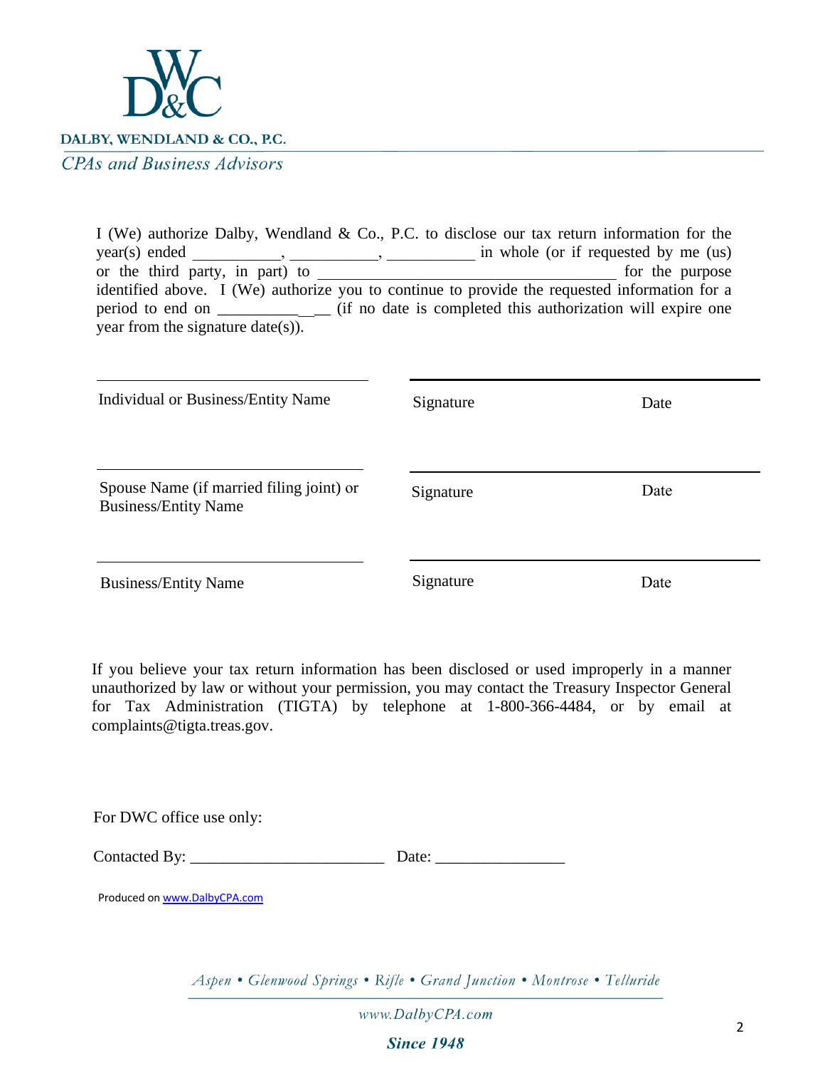DALBY, WENDLAND & CO., P.C.

*CPAs and Business Advisors*

I (We) authorize Dalby, Wendland & Co., P.C. to disclose our tax return information for the year(s) ended \_\_\_\_\_\_\_\_\_\_\_, \_\_\_\_\_\_\_\_\_\_\_, \_\_\_\_\_\_\_\_\_\_\_ in whole (or if requested by me (us) or the third party, in part) to \_\_\_\_\_\_\_\_\_\_\_\_\_\_\_\_\_\_\_\_\_\_\_\_\_\_\_\_\_\_\_\_\_\_\_\_\_\_ for the purpose identified above. I (We) authorize you to continue to provide the requested information for a period to end on \_\_\_\_\_\_\_\_\_\_\_\_\_\_ (if no date is completed this authorization will expire one year from the signature date(s)).

| | | |
|---|---|---|
| Individual or Business/Entity Name | Signature | Date |
| Spouse Name (if married filing joint) or Business/Entity Name | Signature | Date |
| Business/Entity Name | Signature | Date |

If you believe your tax return information has been disclosed or used improperly in a manner unauthorized by law or without your permission, you may contact the Treasury Inspector General for Tax Administration (TIGTA) by telephone at 1-800-366-4484, or by email at complaints@tigta.treas.gov.

For DWC office use only:

Contacted By: \_\_\_\_\_\_\_\_\_\_\_\_\_\_\_\_\_\_\_\_\_\_\_\_\_ Date: \_\_\_\_\_\_\_\_\_\_\_\_\_\_\_\_

Produced on [www.DalbyCPA.com](http://www.DalbyCPA.com)

*Aspen • Glenwood Springs • Rifle • Grand Junction • Montrose • Telluride*

*www.DalbyCPA.com*

***Since 1948***